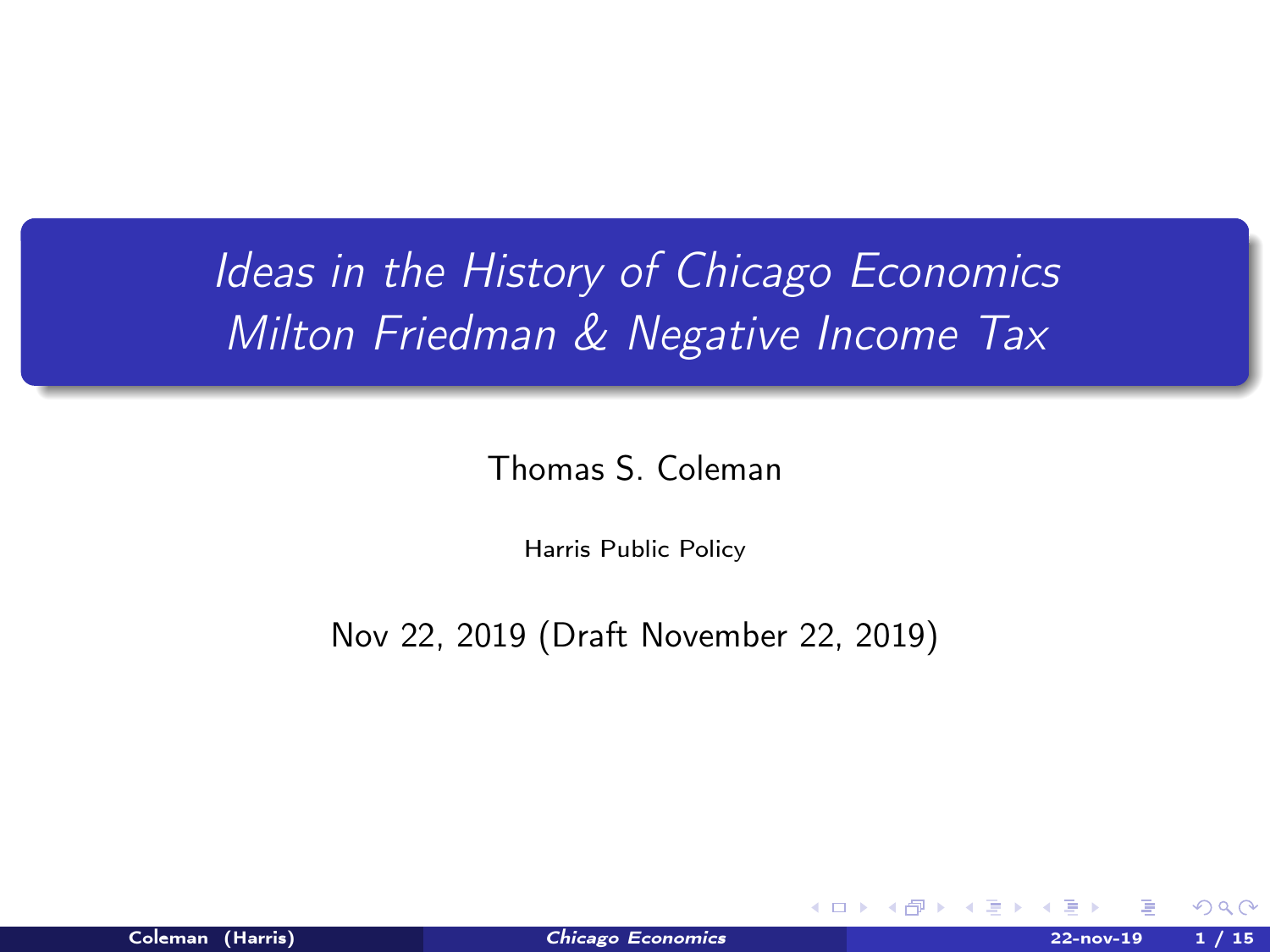# *Ideas in the History of Chicago Economics*
# *Milton Friedman & Negative Income Tax*

Thomas S. Coleman

Harris Public Policy

Nov 22, 2019 (Draft November 22, 2019)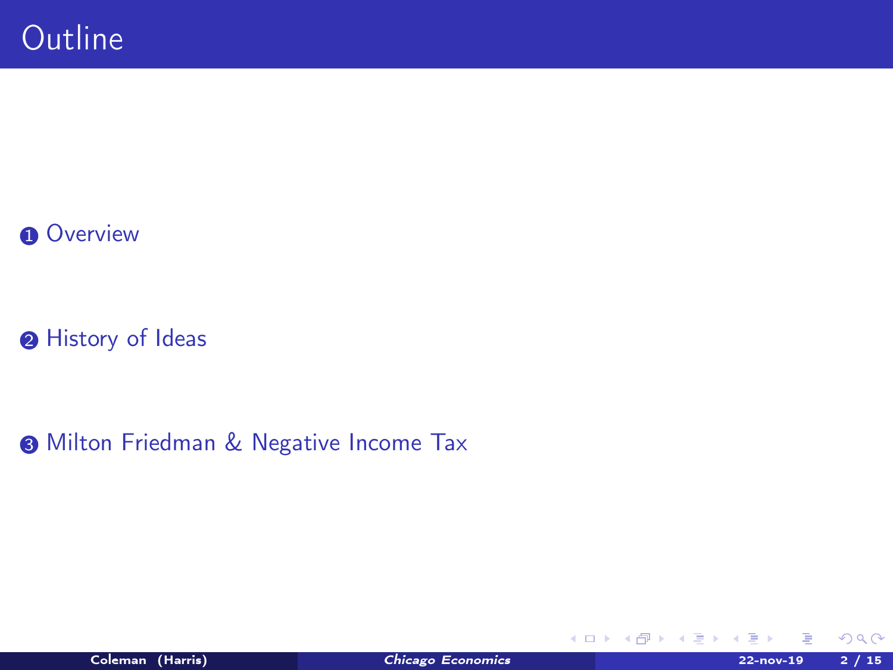# Outline

1. Overview

2. History of Ideas

3. Milton Friedman & Negative Income Tax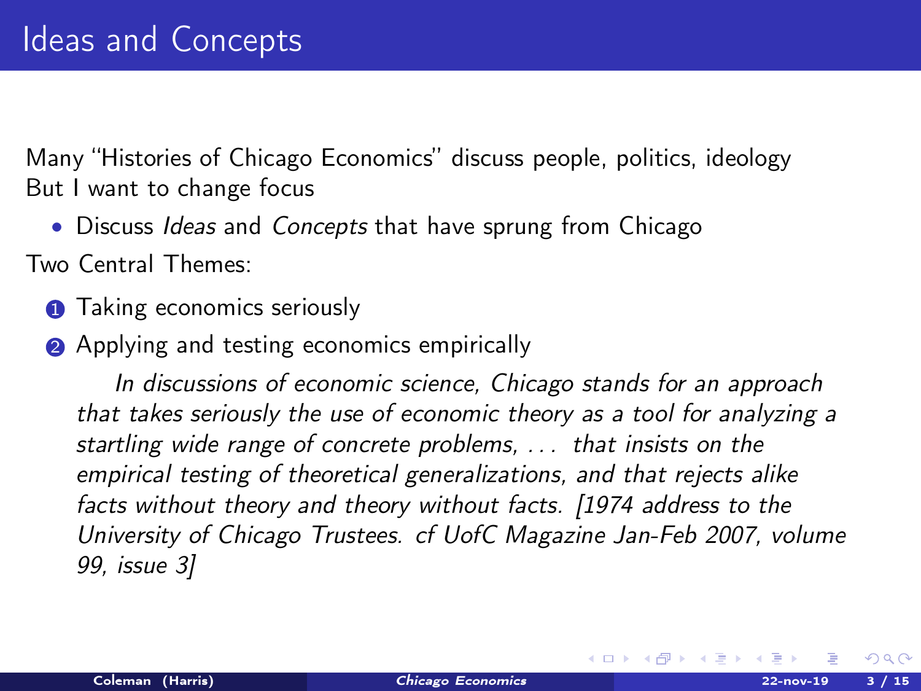# Ideas and Concepts

Many "Histories of Chicago Economics" discuss people, politics, ideology
But I want to change focus

- Discuss *Ideas* and *Concepts* that have sprung from Chicago

Two Central Themes:

1. Taking economics seriously
2. Applying and testing economics empirically

> *In discussions of economic science, Chicago stands for an approach that takes seriously the use of economic theory as a tool for analyzing a startling wide range of concrete problems, . . . that insists on the empirical testing of theoretical generalizations, and that rejects alike facts without theory and theory without facts. [1974 address to the University of Chicago Trustees. cf UofC Magazine Jan-Feb 2007, volume 99, issue 3]*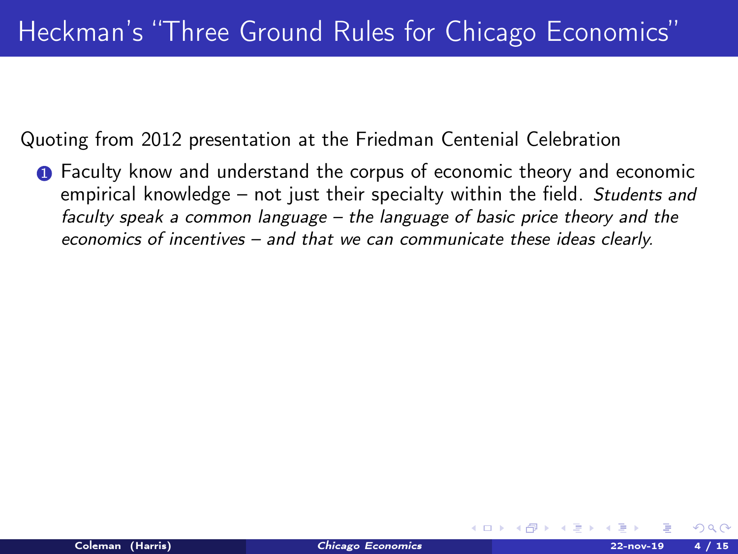# Heckman's "Three Ground Rules for Chicago Economics"

Quoting from 2012 presentation at the Friedman Centenial Celebration

1. Faculty know and understand the corpus of economic theory and economic empirical knowledge – not just their specialty within the field. *Students and faculty speak a common language – the language of basic price theory and the economics of incentives – and that we can communicate these ideas clearly.*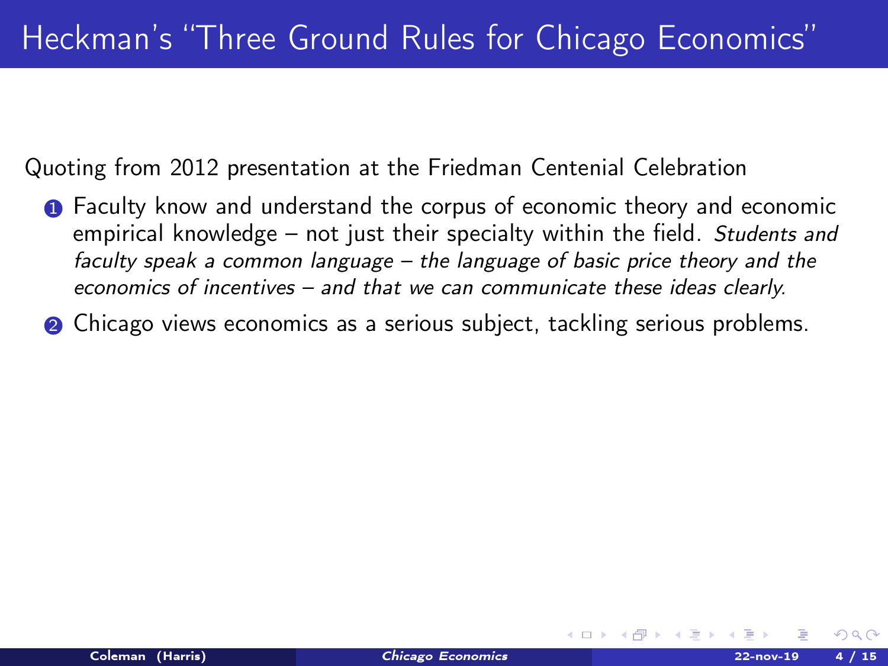# Heckman's "Three Ground Rules for Chicago Economics"

Quoting from 2012 presentation at the Friedman Centenial Celebration

1. Faculty know and understand the corpus of economic theory and economic empirical knowledge – not just their specialty within the field. *Students and faculty speak a common language – the language of basic price theory and the economics of incentives – and that we can communicate these ideas clearly.*
2. Chicago views economics as a serious subject, tackling serious problems.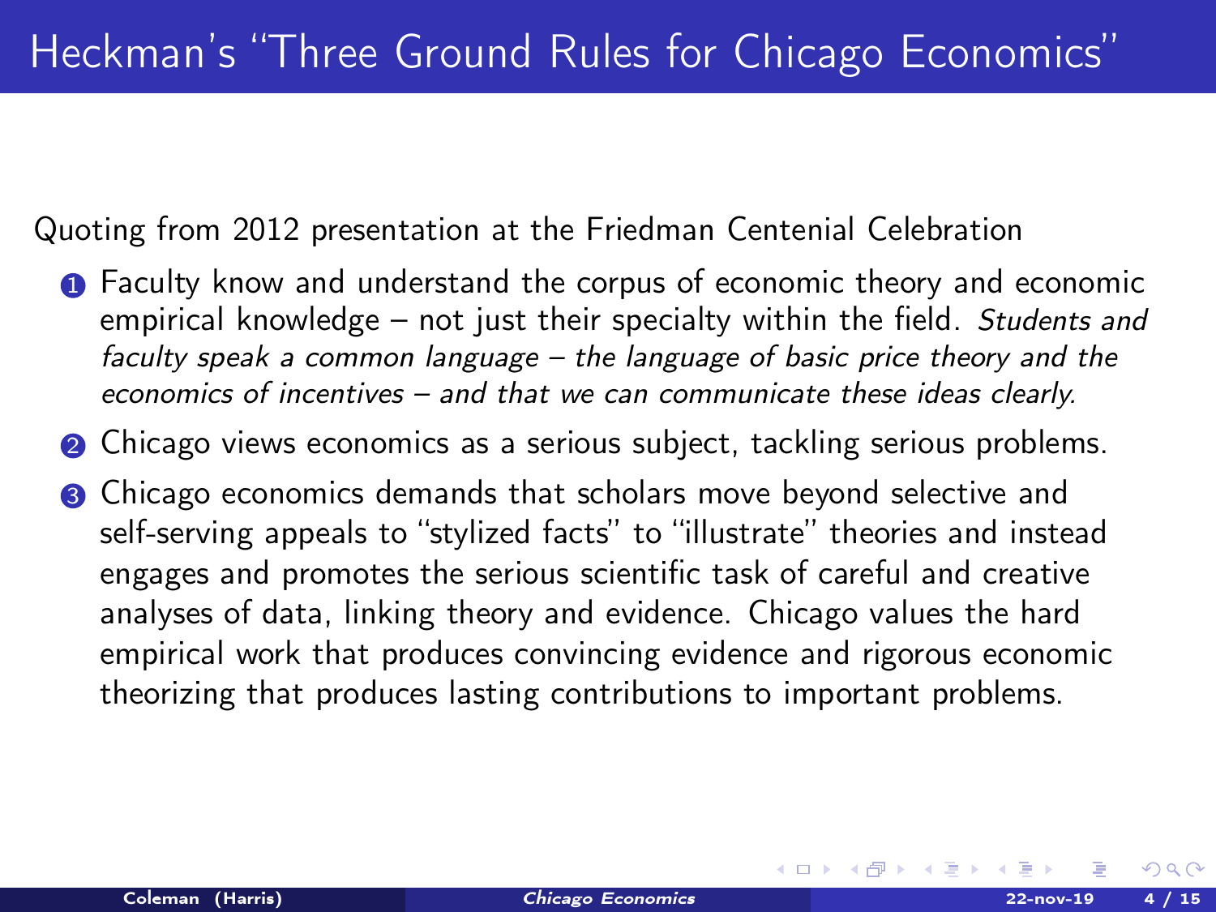# Heckman's "Three Ground Rules for Chicago Economics"

Quoting from 2012 presentation at the Friedman Centenial Celebration

1. Faculty know and understand the corpus of economic theory and economic empirical knowledge – not just their specialty within the field. *Students and faculty speak a common language – the language of basic price theory and the economics of incentives – and that we can communicate these ideas clearly.*
2. Chicago views economics as a serious subject, tackling serious problems.
3. Chicago economics demands that scholars move beyond selective and self-serving appeals to "stylized facts" to "illustrate" theories and instead engages and promotes the serious scientific task of careful and creative analyses of data, linking theory and evidence. Chicago values the hard empirical work that produces convincing evidence and rigorous economic theorizing that produces lasting contributions to important problems.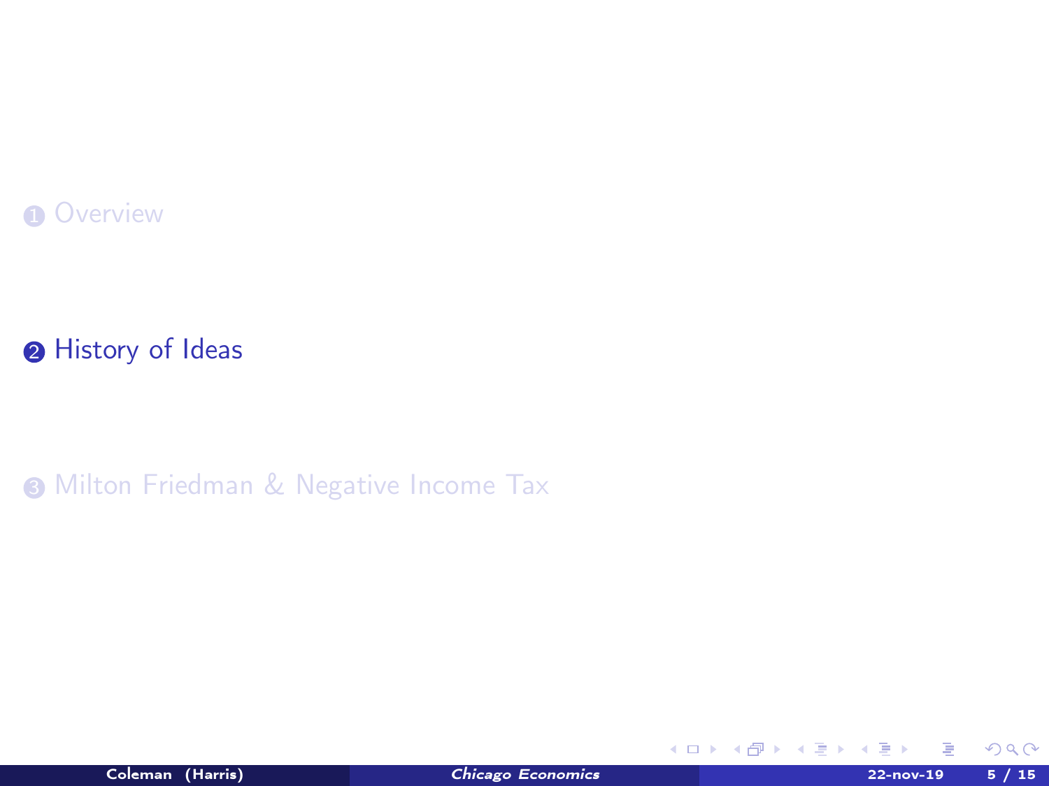1. Overview
2. History of Ideas
3. Milton Friedman & Negative Income Tax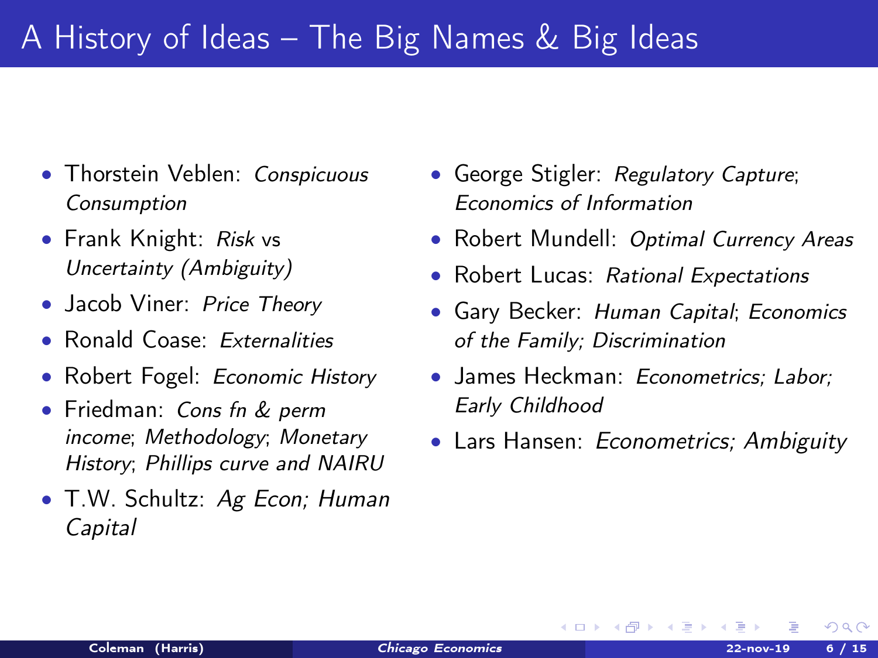# A History of Ideas – The Big Names & Big Ideas

- Thorstein Veblen: *Conspicuous Consumption*
- Frank Knight: *Risk* vs *Uncertainty (Ambiguity)*
- Jacob Viner: *Price Theory*
- Ronald Coase: *Externalities*
- Robert Fogel: *Economic History*
- Friedman: *Cons fn & perm income*; *Methodology*; *Monetary History*; *Phillips curve and NAIRU*
- T.W. Schultz: *Ag Econ; Human Capital*
- George Stigler: *Regulatory Capture*; *Economics of Information*
- Robert Mundell: *Optimal Currency Areas*
- Robert Lucas: *Rational Expectations*
- Gary Becker: *Human Capital*; *Economics of the Family; Discrimination*
- James Heckman: *Econometrics; Labor; Early Childhood*
- Lars Hansen: *Econometrics; Ambiguity*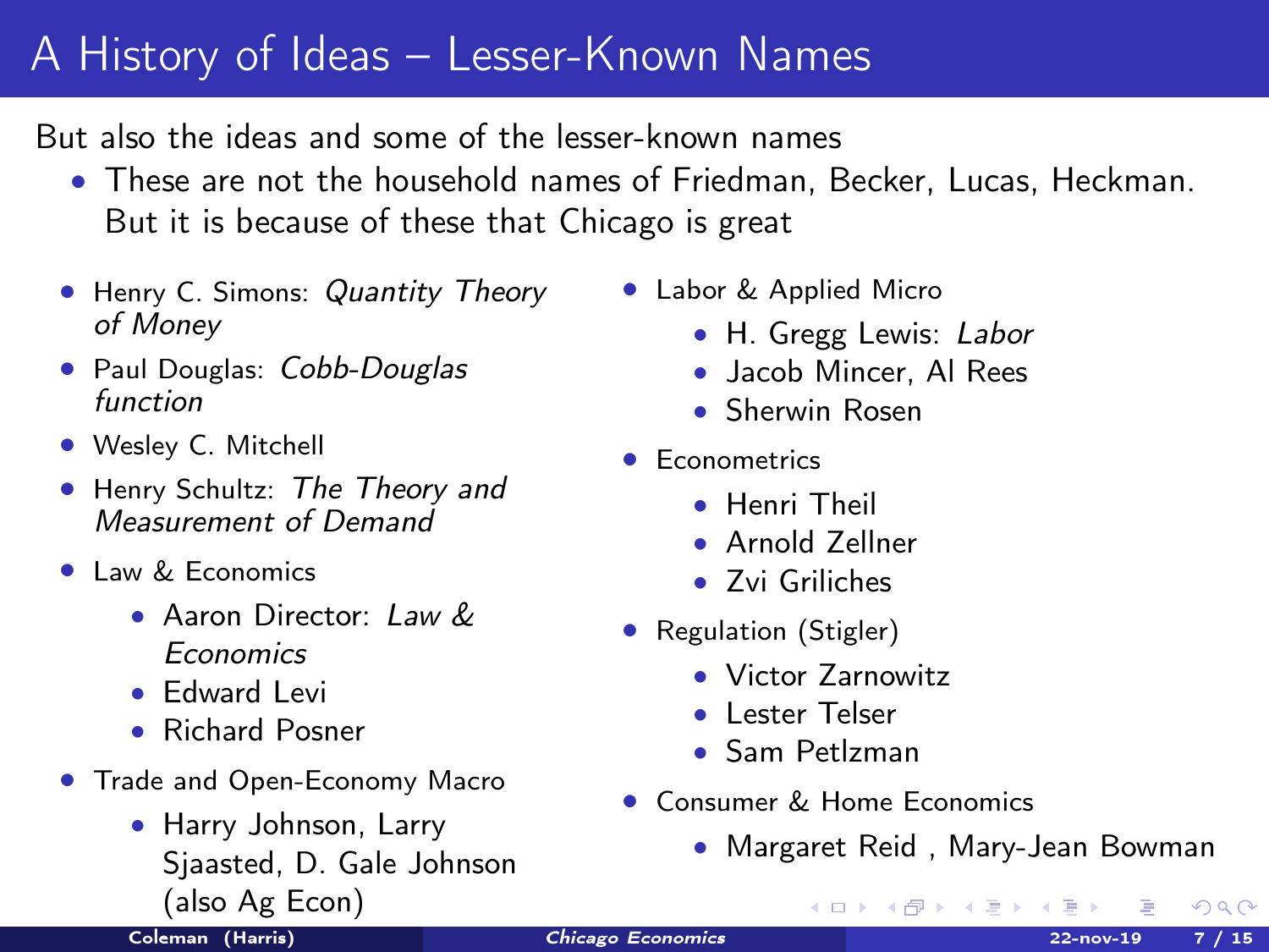# A History of Ideas – Lesser-Known Names

But also the ideas and some of the lesser-known names

- These are not the household names of Friedman, Becker, Lucas, Heckman. But it is because of these that Chicago is great

- Henry C. Simons: *Quantity Theory of Money*
- Paul Douglas: *Cobb-Douglas function*
- Wesley C. Mitchell
- Henry Schultz: *The Theory and Measurement of Demand*
- Law & Economics
  - Aaron Director: *Law & Economics*
  - Edward Levi
  - Richard Posner
- Trade and Open-Economy Macro
  - Harry Johnson, Larry Sjaasted, D. Gale Johnson (also Ag Econ)
- Labor & Applied Micro
  - H. Gregg Lewis: *Labor*
  - Jacob Mincer, Al Rees
  - Sherwin Rosen
- Econometrics
  - Henri Theil
  - Arnold Zellner
  - Zvi Griliches
- Regulation (Stigler)
  - Victor Zarnowitz
  - Lester Telser
  - Sam Petlzman
- Consumer & Home Economics
  - Margaret Reid , Mary-Jean Bowman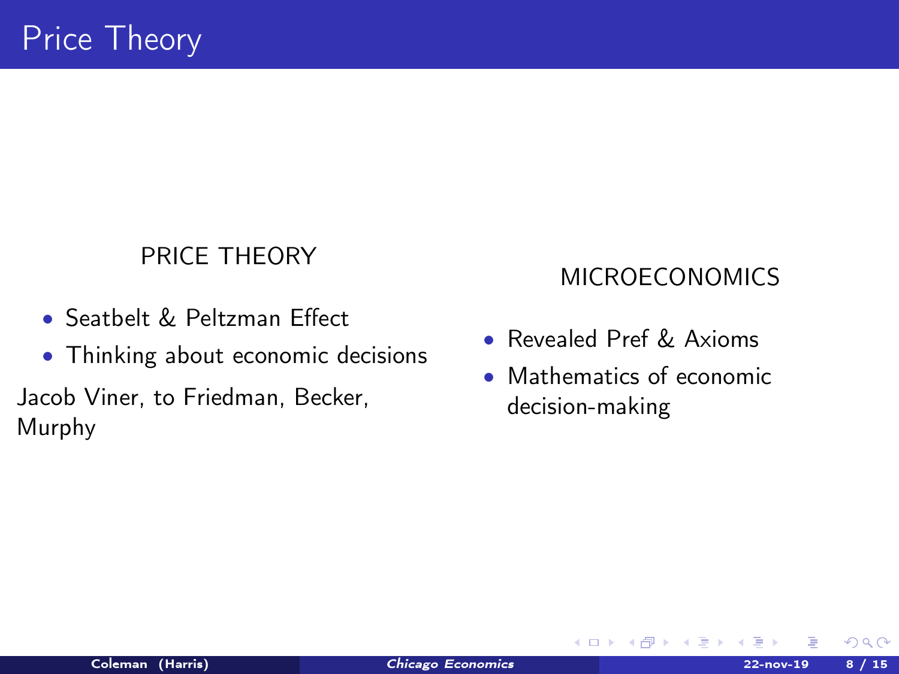# Price Theory

PRICE THEORY

- Seatbelt & Peltzman Effect
- Thinking about economic decisions

Jacob Viner, to Friedman, Becker, Murphy

MICROECONOMICS

- Revealed Pref & Axioms
- Mathematics of economic decision-making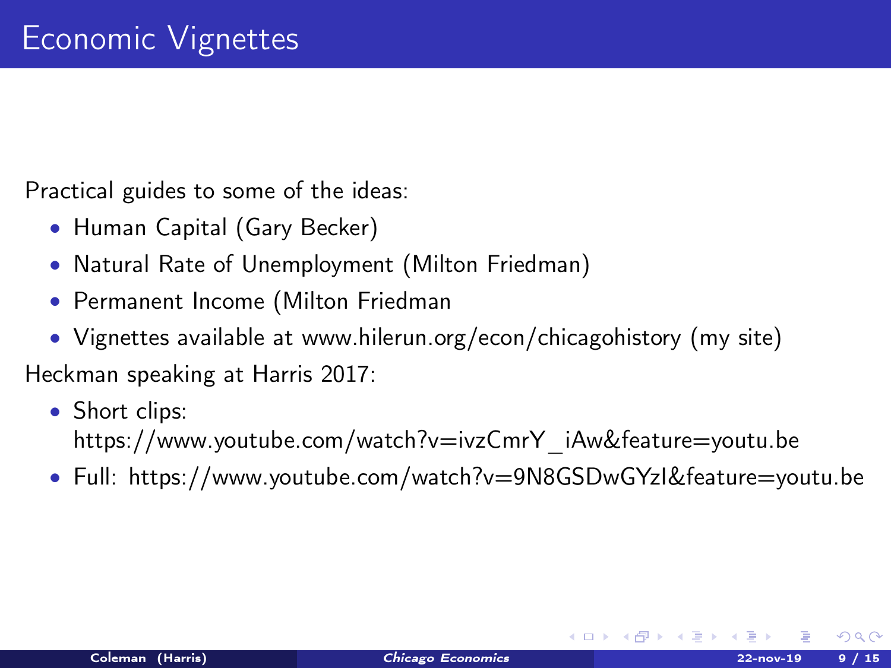# Economic Vignettes

Practical guides to some of the ideas:

- Human Capital (Gary Becker)
- Natural Rate of Unemployment (Milton Friedman)
- Permanent Income (Milton Friedman
- Vignettes available at www.hilerun.org/econ/chicagohistory (my site)

Heckman speaking at Harris 2017:

- Short clips: https://www.youtube.com/watch?v=ivzCmrY_iAw&feature=youtu.be
- Full: https://www.youtube.com/watch?v=9N8GSDwGYzI&feature=youtu.be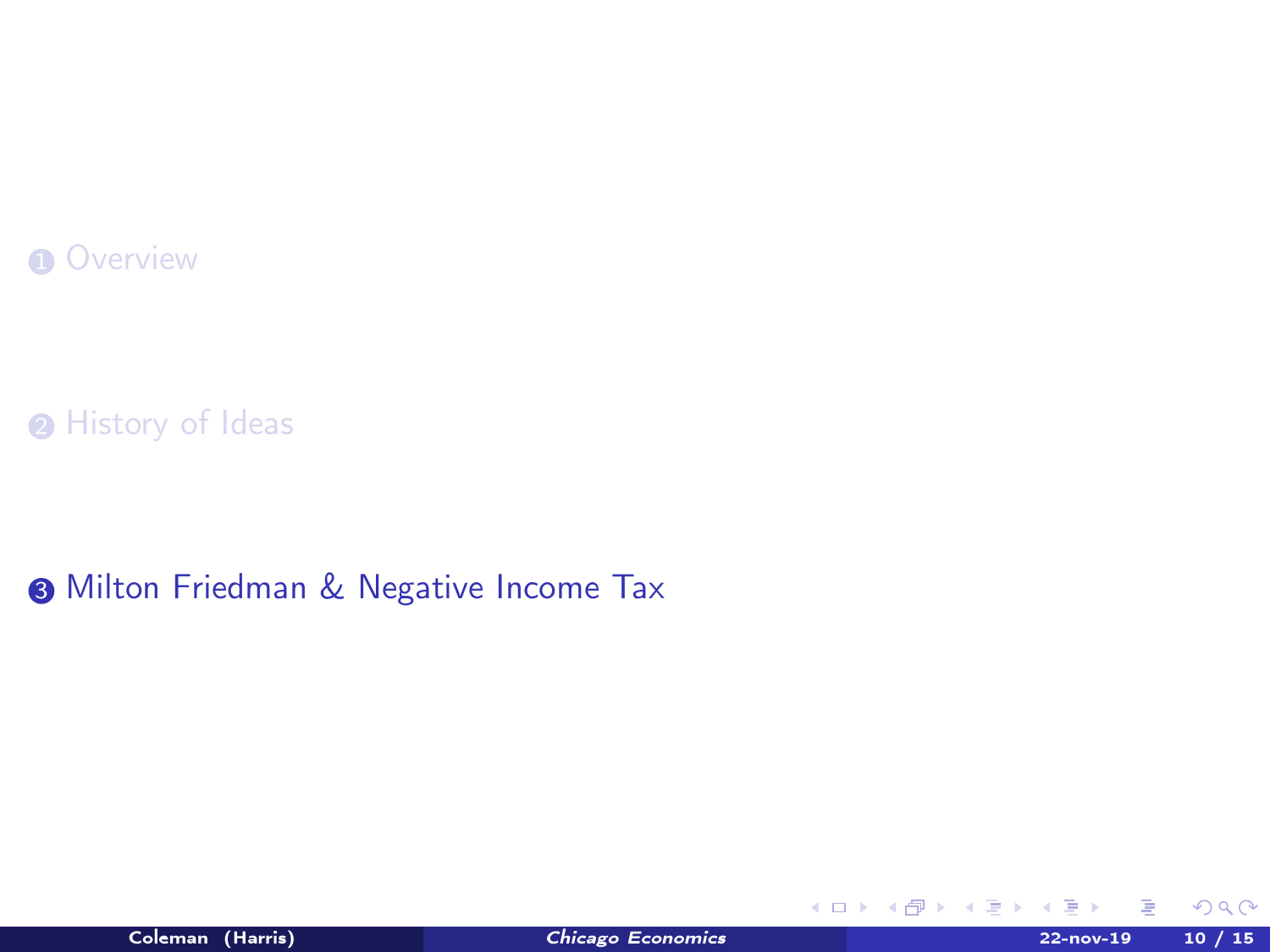1. Overview
2. History of Ideas
3. Milton Friedman & Negative Income Tax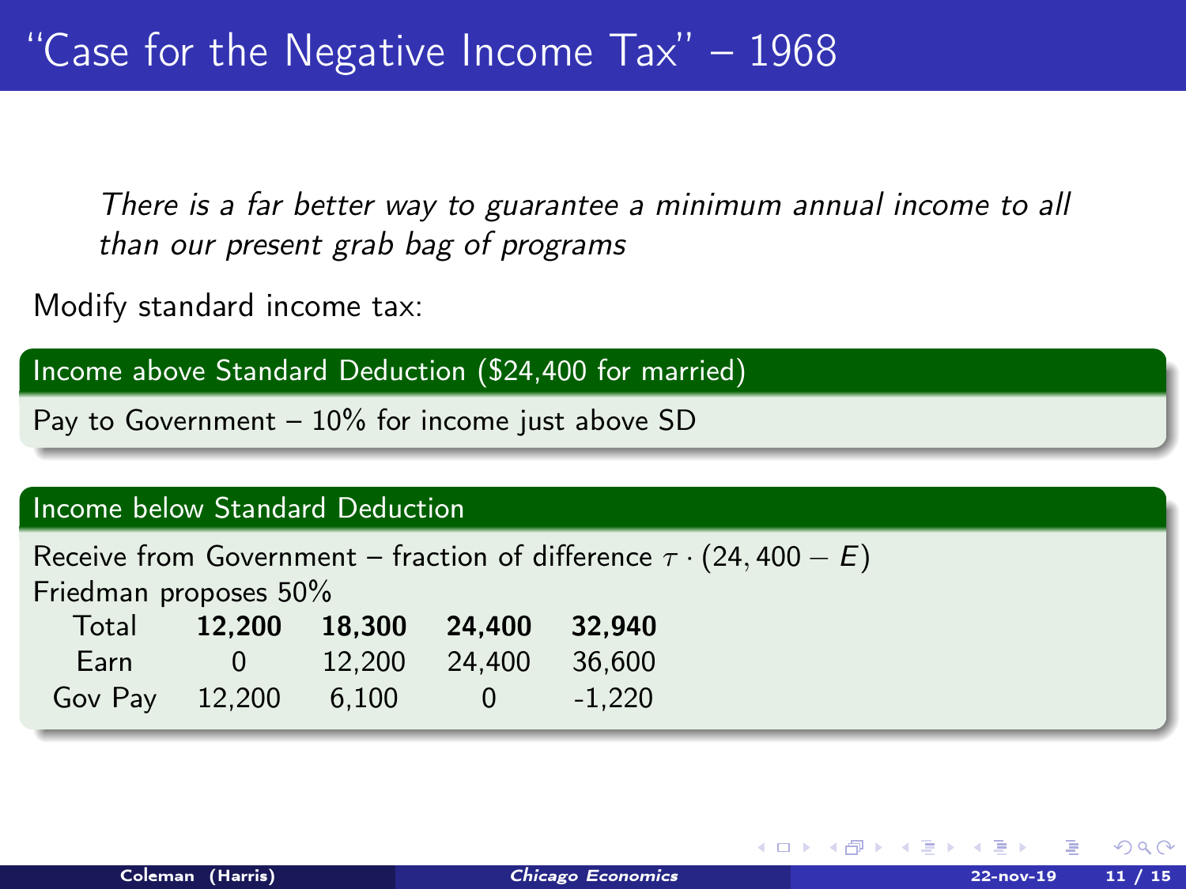# "Case for the Negative Income Tax" – 1968

*There is a far better way to guarantee a minimum annual income to all than our present grab bag of programs*

Modify standard income tax:

**Income above Standard Deduction ($24,400 for married)**

Pay to Government – 10% for income just above SD

**Income below Standard Deduction**

Receive from Government – fraction of difference $\tau \cdot (24,400 - E)$

Friedman proposes 50%

| Total | **12,200** | **18,300** | **24,400** | **32,940** |
|---|---|---|---|---|
| Earn | 0 | 12,200 | 24,400 | 36,600 |
| Gov Pay | 12,200 | 6,100 | 0 | -1,220 |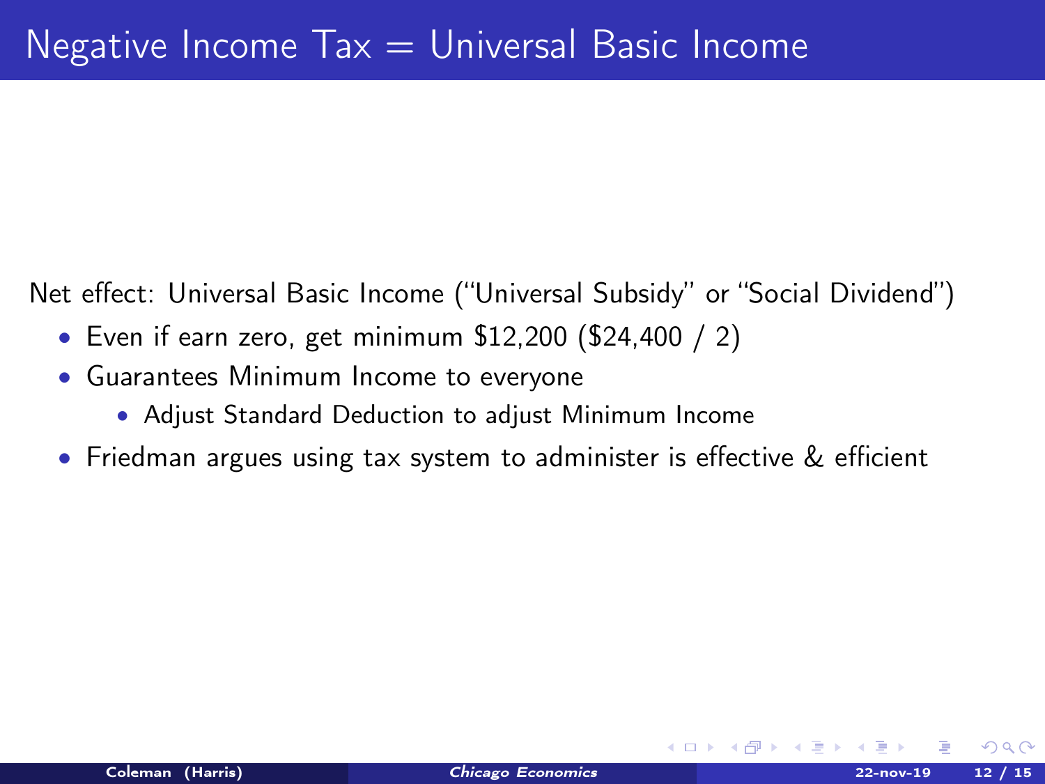# Negative Income Tax = Universal Basic Income

Net effect: Universal Basic Income ("Universal Subsidy" or "Social Dividend")

- Even if earn zero, get minimum $12,200 ($24,400 / 2)
- Guarantees Minimum Income to everyone
  - Adjust Standard Deduction to adjust Minimum Income
- Friedman argues using tax system to administer is effective & efficient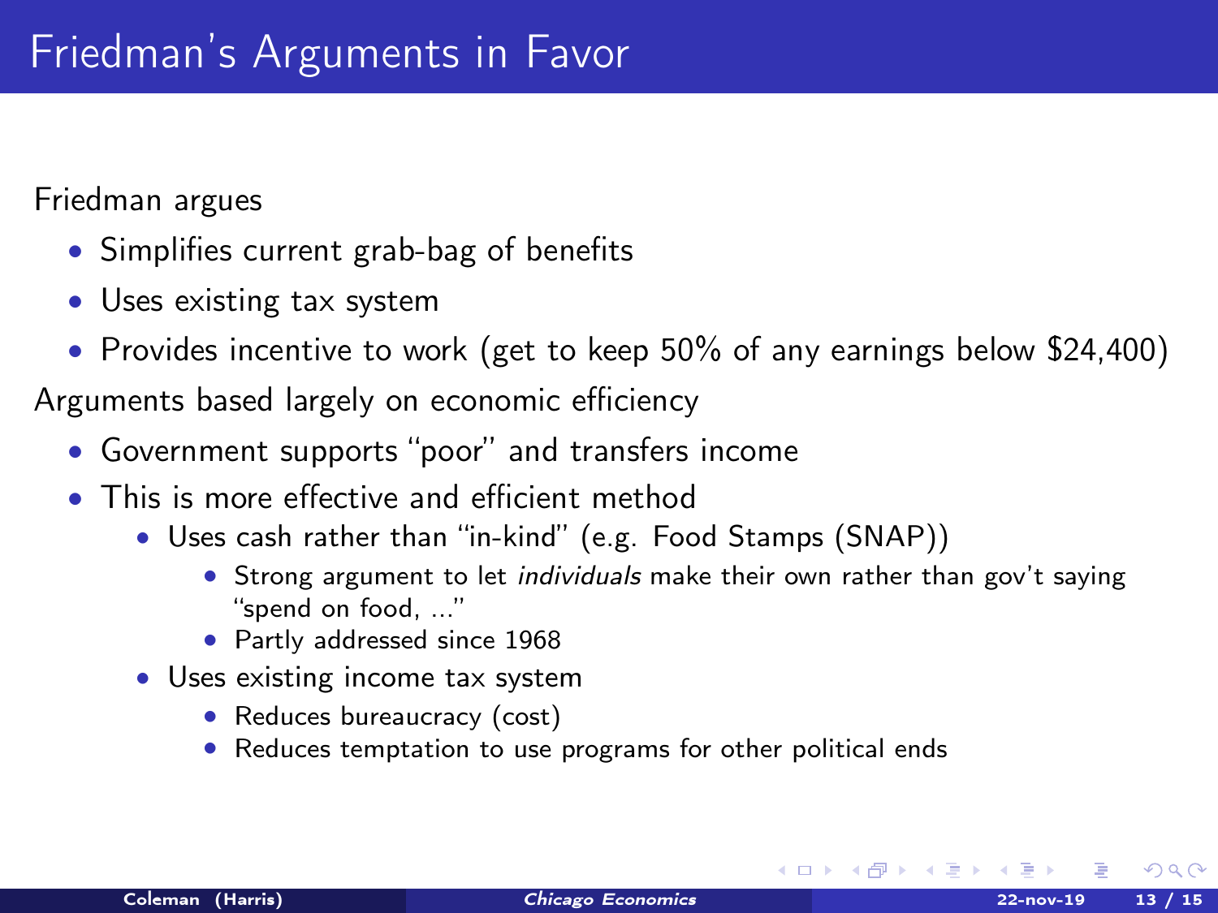# Friedman's Arguments in Favor

Friedman argues

- Simplifies current grab-bag of benefits
- Uses existing tax system
- Provides incentive to work (get to keep 50% of any earnings below $24,400)

Arguments based largely on economic efficiency

- Government supports "poor" and transfers income
- This is more effective and efficient method
  - Uses cash rather than "in-kind" (e.g. Food Stamps (SNAP))
    - Strong argument to let *individuals* make their own rather than gov't saying "spend on food, ..."
    - Partly addressed since 1968
  - Uses existing income tax system
    - Reduces bureaucracy (cost)
    - Reduces temptation to use programs for other political ends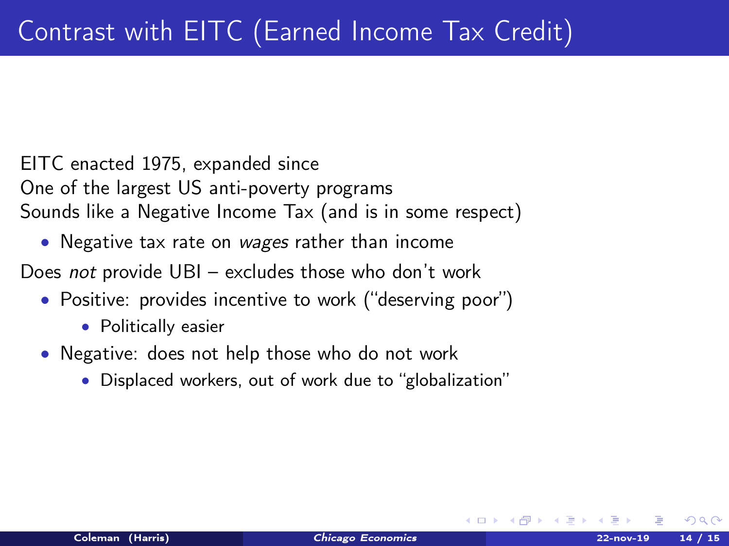# Contrast with EITC (Earned Income Tax Credit)

EITC enacted 1975, expanded since
One of the largest US anti-poverty programs
Sounds like a Negative Income Tax (and is in some respect)

- Negative tax rate on *wages* rather than income

Does *not* provide UBI – excludes those who don't work

- Positive: provides incentive to work ("deserving poor")
  - Politically easier
- Negative: does not help those who do not work
  - Displaced workers, out of work due to "globalization"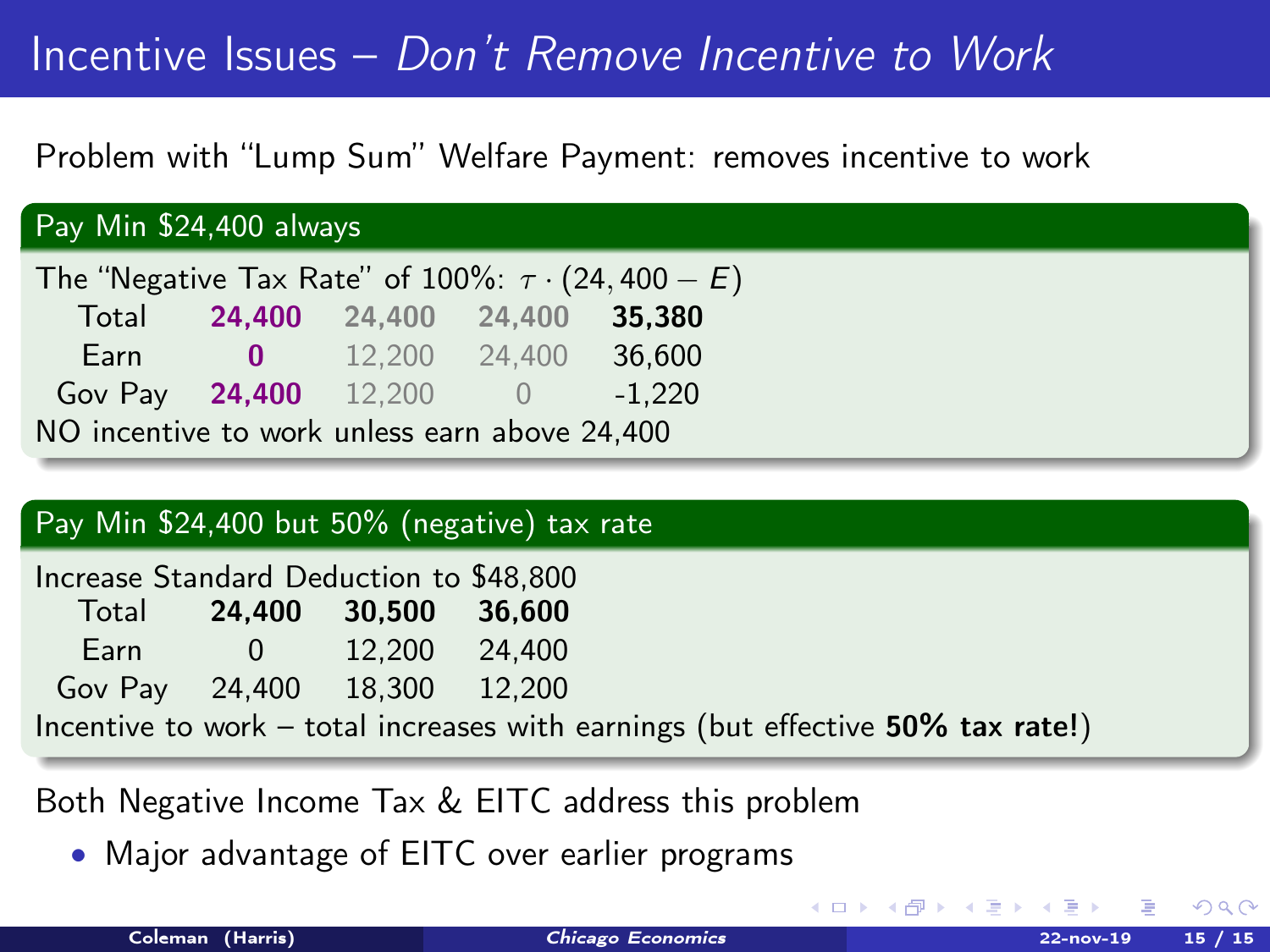# Incentive Issues – *Don't Remove Incentive to Work*

Problem with "Lump Sum" Welfare Payment: removes incentive to work

### Pay Min \$24,400 always

The "Negative Tax Rate" of 100%: $\tau \cdot (24,400 - E)$

| | | | | |
|---|---|---|---|---|
| Total | **24,400** | **24,400** | **24,400** | **35,380** |
| Earn | **0** | 12,200 | 24,400 | 36,600 |
| Gov Pay | **24,400** | 12,200 | 0 | -1,220 |

NO incentive to work unless earn above 24,400

### Pay Min \$24,400 but 50% (negative) tax rate

Increase Standard Deduction to \$48,800

| | | | |
|---|---|---|---|
| Total | **24,400** | **30,500** | **36,600** |
| Earn | 0 | 12,200 | 24,400 |
| Gov Pay | 24,400 | 18,300 | 12,200 |

Incentive to work – total increases with earnings (but effective **50% tax rate!**)

Both Negative Income Tax & EITC address this problem

- Major advantage of EITC over earlier programs